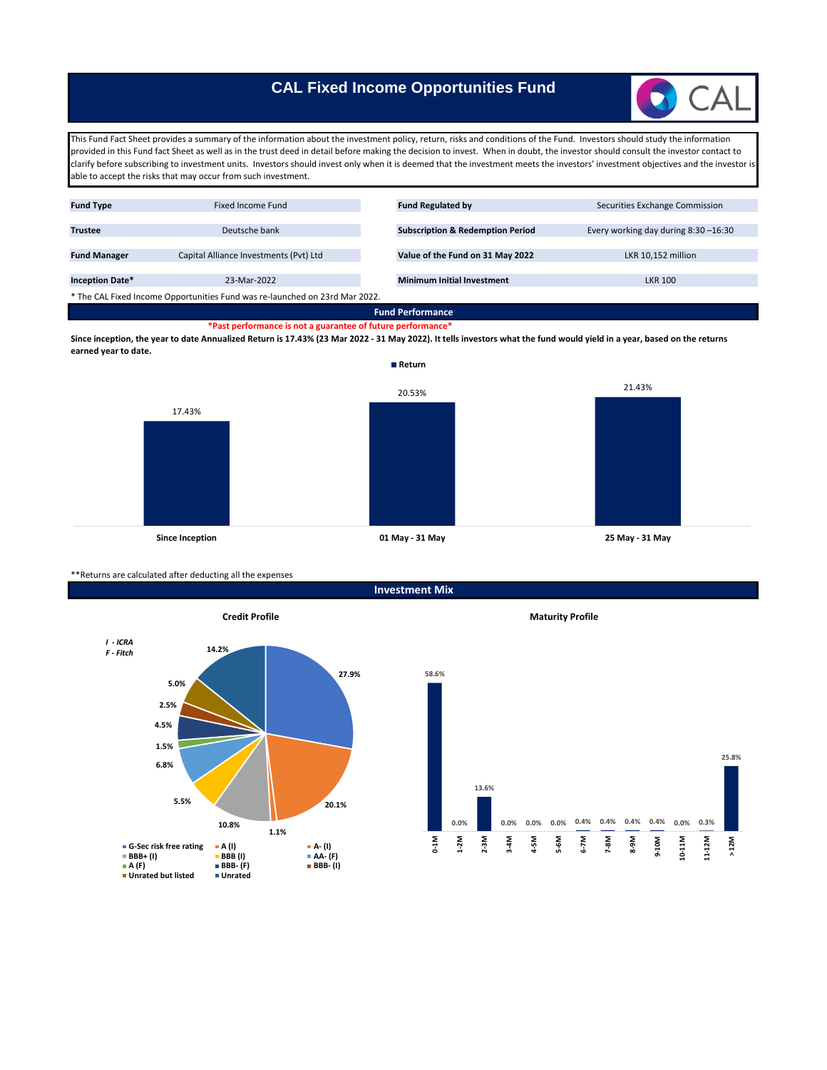# CAL Fixed Income Opportunities Fund

This Fund Fact Sheet provides a summary of the information about the investment policy, return, risks and conditions of the Fund. Investors should study the information provided in this Fund fact Sheet as well as in the trust deed in detail before making the decision to invest. When in doubt, the investor should consult the investor contact to clarify before subscribing to investment units. Investors should invest only when it is deemed that the investment meets the investors' investment objectives and the investor is able to accept the risks that may occur from such investment.

| | | | |
|---|---|---|---|
| **Fund Type** | Fixed Income Fund | **Fund Regulated by** | Securities Exchange Commission |
| **Trustee** | Deutsche bank | **Subscription & Redemption Period** | Every working day during 8:30 –16:30 |
| **Fund Manager** | Capital Alliance Investments (Pvt) Ltd | **Value of the Fund on 31 May 2022** | LKR 10,152 million |
| **Inception Date*** | 23-Mar-2022 | **Minimum Initial Investment** | LKR 100 |

* The CAL Fixed Income Opportunities Fund was re-launched on 23rd Mar 2022.

## Fund Performance

*Past performance is not a guarantee of future performance*

**Since inception, the year to date Annualized Return is 17.43% (23 Mar 2022 - 31 May 2022). It tells investors what the fund would yield in a year, based on the returns earned year to date.**

**Return**

| Period | Return |
|---|---|
| Since Inception | 17.43% |
| 01 May - 31 May | 20.53% |
| 25 May - 31 May | 21.43% |

**Returns are calculated after deducting all the expenses

## Investment Mix

### Credit Profile

*I - ICRA*
*F - Fitch*

| Rating | % |
|---|---|
| G-Sec risk free rating | 27.9% |
| A- (I) | 20.1% |
| A (I) | 1.1% |
| BBB+ (I) | 10.8% |
| BBB (I) | 5.5% |
| AA- (F) | 6.8% |
| A (F) | 1.5% |
| BBB- (F) | 4.5% |
| BBB- (I) | 2.5% |
| Unrated but listed | 5.0% |
| Unrated | 14.2% |

### Maturity Profile

| Maturity | % |
|---|---|
| 0-1M | 58.6% |
| 1-2M | 0.0% |
| 2-3M | 13.6% |
| 3-4M | 0.0% |
| 4-5M | 0.0% |
| 5-6M | 0.0% |
| 6-7M | 0.4% |
| 7-8M | 0.4% |
| 8-9M | 0.4% |
| 9-10M | 0.4% |
| 10-11M | 0.0% |
| 11-12M | 0.3% |
| > 12M | 25.8% |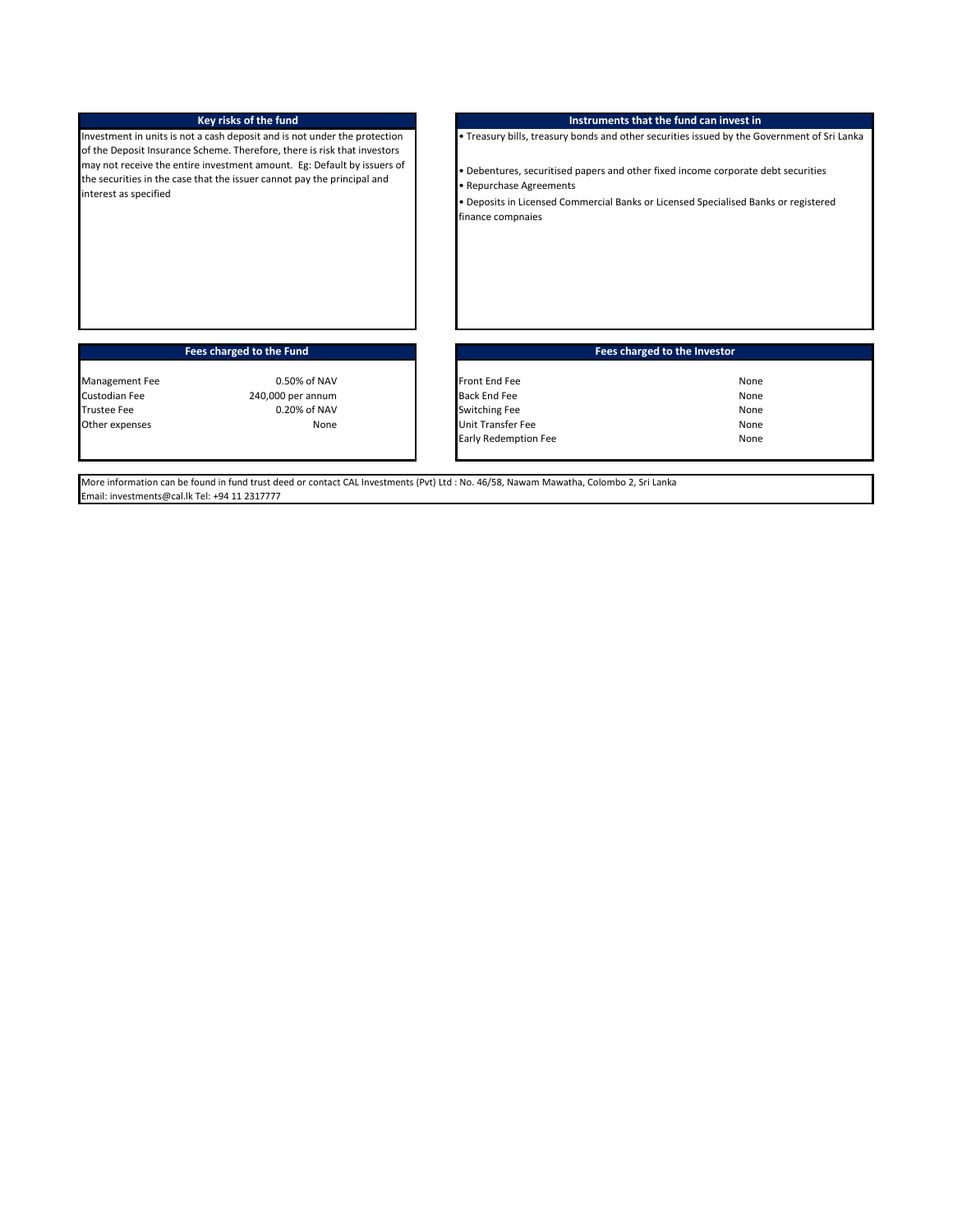## Key risks of the fund

Investment in units is not a cash deposit and is not under the protection of the Deposit Insurance Scheme. Therefore, there is risk that investors may not receive the entire investment amount. Eg: Default by issuers of the securities in the case that the issuer cannot pay the principal and interest as specified

## Instruments that the fund can invest in

- Treasury bills, treasury bonds and other securities issued by the Government of Sri Lanka
- Debentures, securitised papers and other fixed income corporate debt securities
- Repurchase Agreements
- Deposits in Licensed Commercial Banks or Licensed Specialised Banks or registered finance compnaies

## Fees charged to the Fund

| | |
|---|---|
| Management Fee | 0.50% of NAV |
| Custodian Fee | 240,000 per annum |
| Trustee Fee | 0.20% of NAV |
| Other expenses | None |

## Fees charged to the Investor

| | |
|---|---|
| Front End Fee | None |
| Back End Fee | None |
| Switching Fee | None |
| Unit Transfer Fee | None |
| Early Redemption Fee | None |

More information can be found in fund trust deed or contact CAL Investments (Pvt) Ltd : No. 46/58, Nawam Mawatha, Colombo 2, Sri Lanka
Email: investments@cal.lk Tel: +94 11 2317777